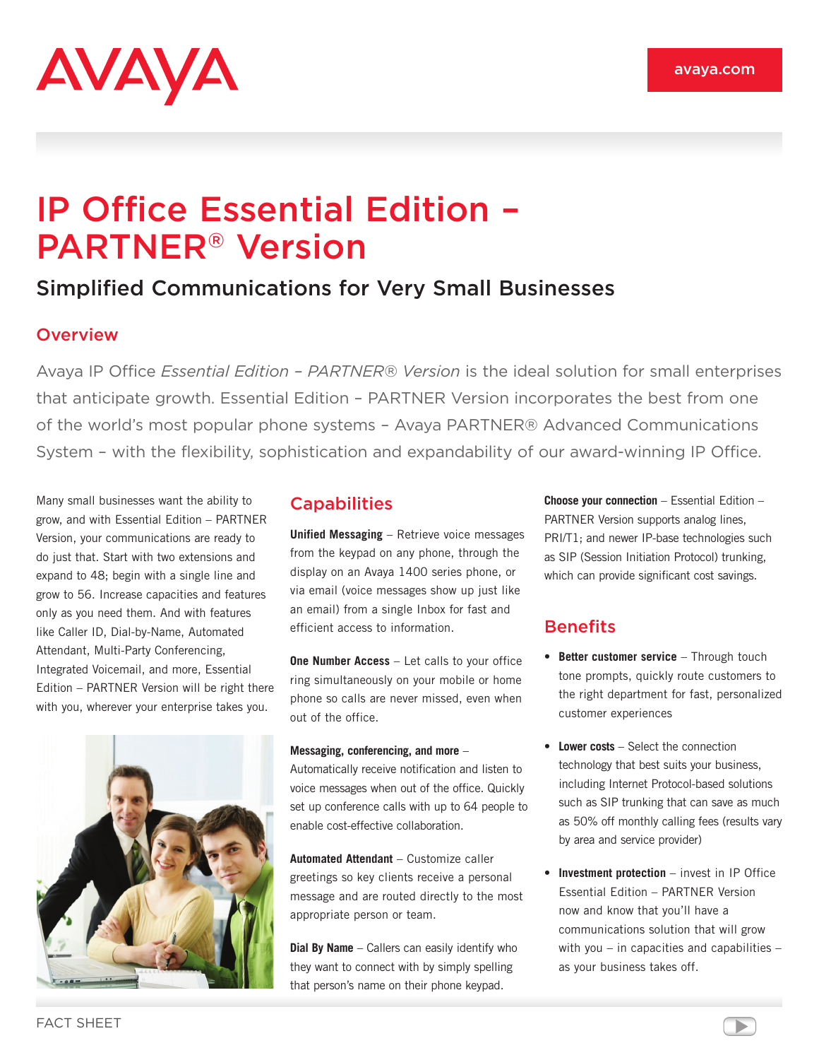AVAYA

avaya.com

# IP Office Essential Edition – PARTNER® Version

## Simplified Communications for Very Small Businesses

### Overview

Avaya IP Office *Essential Edition – PARTNER® Version* is the ideal solution for small enterprises that anticipate growth. Essential Edition – PARTNER Version incorporates the best from one of the world's most popular phone systems – Avaya PARTNER® Advanced Communications System – with the flexibility, sophistication and expandability of our award-winning IP Office.

Many small businesses want the ability to grow, and with Essential Edition – PARTNER Version, your communications are ready to do just that. Start with two extensions and expand to 48; begin with a single line and grow to 56. Increase capacities and features only as you need them. And with features like Caller ID, Dial-by-Name, Automated Attendant, Multi-Party Conferencing, Integrated Voicemail, and more, Essential Edition – PARTNER Version will be right there with you, wherever your enterprise takes you.

### Capabilities

**Unified Messaging** – Retrieve voice messages from the keypad on any phone, through the display on an Avaya 1400 series phone, or via email (voice messages show up just like an email) from a single Inbox for fast and efficient access to information.

**One Number Access** – Let calls to your office ring simultaneously on your mobile or home phone so calls are never missed, even when out of the office.

**Messaging, conferencing, and more** – Automatically receive notification and listen to voice messages when out of the office. Quickly set up conference calls with up to 64 people to enable cost-effective collaboration.

**Automated Attendant** – Customize caller greetings so key clients receive a personal message and are routed directly to the most appropriate person or team.

**Dial By Name** – Callers can easily identify who they want to connect with by simply spelling that person's name on their phone keypad.

**Choose your connection** – Essential Edition – PARTNER Version supports analog lines, PRI/T1; and newer IP-base technologies such as SIP (Session Initiation Protocol) trunking, which can provide significant cost savings.

### Benefits

- **Better customer service** – Through touch tone prompts, quickly route customers to the right department for fast, personalized customer experiences
- **Lower costs** – Select the connection technology that best suits your business, including Internet Protocol-based solutions such as SIP trunking that can save as much as 50% off monthly calling fees (results vary by area and service provider)
- **Investment protection** – invest in IP Office Essential Edition – PARTNER Version now and know that you'll have a communications solution that will grow with you – in capacities and capabilities – as your business takes off.

FACT SHEET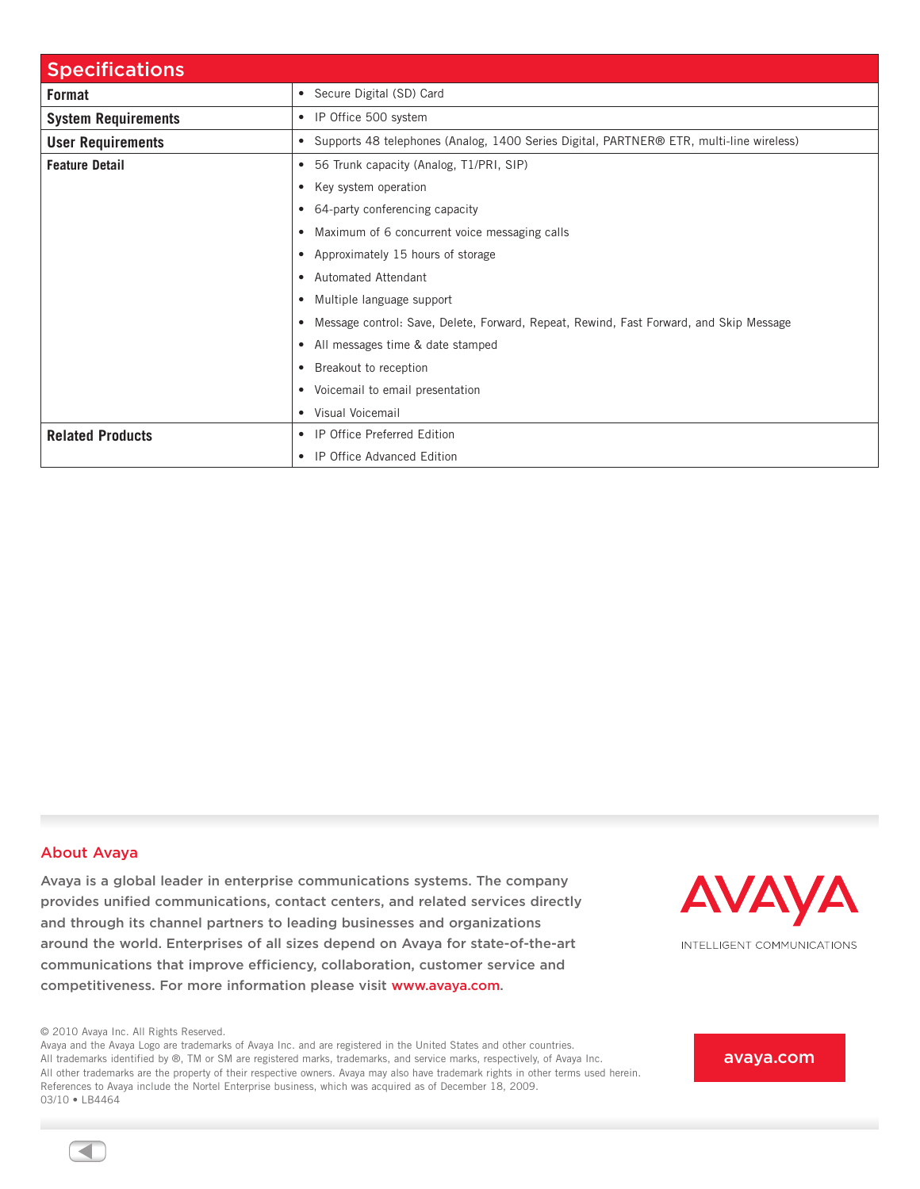## Specifications

| | |
|---|---|
| **Format** | • Secure Digital (SD) Card |
| **System Requirements** | • IP Office 500 system |
| **User Requirements** | • Supports 48 telephones (Analog, 1400 Series Digital, PARTNER® ETR, multi-line wireless) |
| **Feature Detail** | • 56 Trunk capacity (Analog, T1/PRI, SIP)<br>• Key system operation<br>• 64-party conferencing capacity<br>• Maximum of 6 concurrent voice messaging calls<br>• Approximately 15 hours of storage<br>• Automated Attendant<br>• Multiple language support<br>• Message control: Save, Delete, Forward, Repeat, Rewind, Fast Forward, and Skip Message<br>• All messages time & date stamped<br>• Breakout to reception<br>• Voicemail to email presentation<br>• Visual Voicemail |
| **Related Products** | • IP Office Preferred Edition<br>• IP Office Advanced Edition |

### About Avaya

Avaya is a global leader in enterprise communications systems. The company provides unified communications, contact centers, and related services directly and through its channel partners to leading businesses and organizations around the world. Enterprises of all sizes depend on Avaya for state-of-the-art communications that improve efficiency, collaboration, customer service and competitiveness. For more information please visit www.avaya.com.

AVAYA
INTELLIGENT COMMUNICATIONS

© 2010 Avaya Inc. All Rights Reserved.
Avaya and the Avaya Logo are trademarks of Avaya Inc. and are registered in the United States and other countries.
All trademarks identified by ®, TM or SM are registered marks, trademarks, and service marks, respectively, of Avaya Inc.
All other trademarks are the property of their respective owners. Avaya may also have trademark rights in other terms used herein.
References to Avaya include the Nortel Enterprise business, which was acquired as of December 18, 2009.
03/10 • LB4464

avaya.com